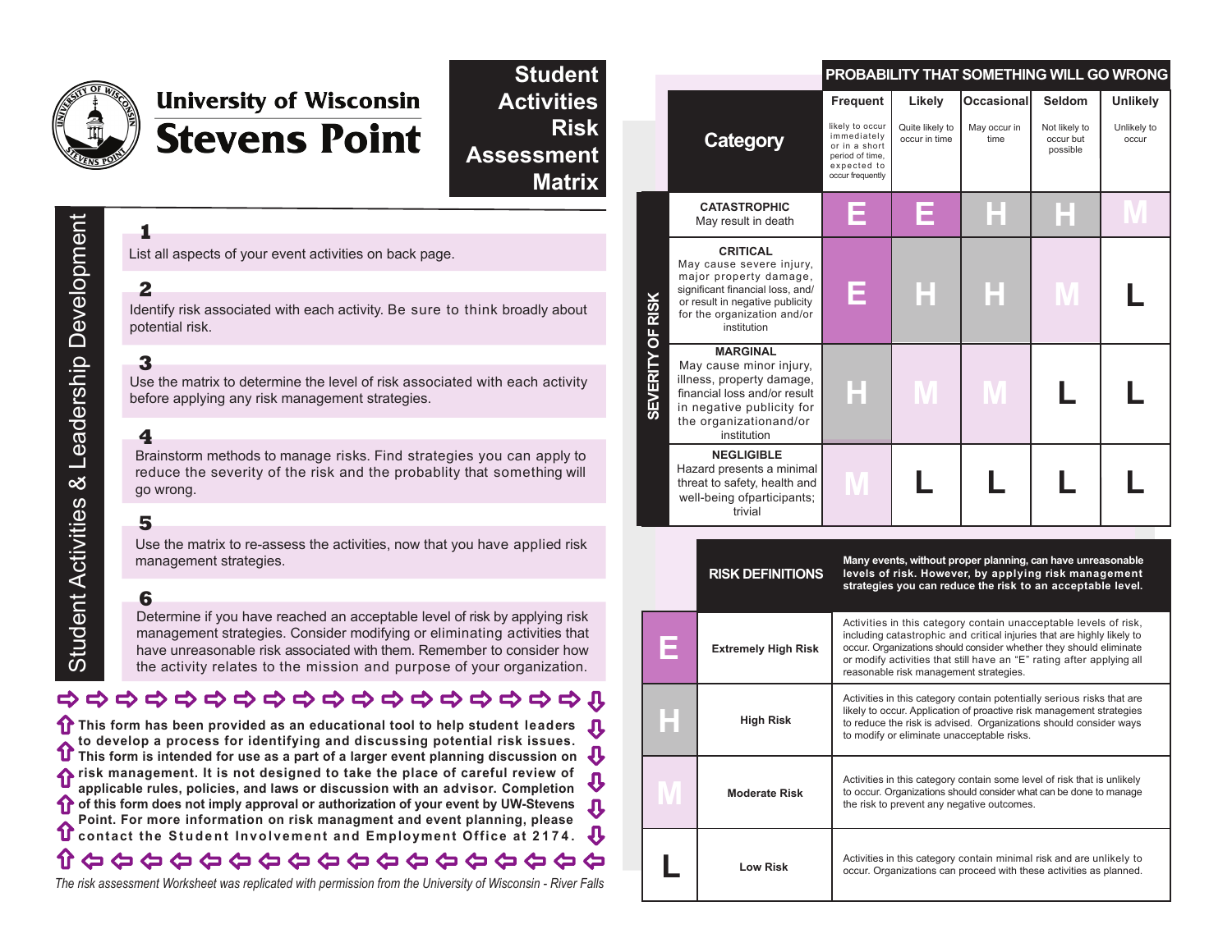# University of Wisconsin Stevens Point

# Student Activities Risk Assessment Matrix

## Student Activities & Leadership Development

**1**
List all aspects of your event activities on back page.

**2**
Identify risk associated with each activity. Be sure to think broadly about potential risk.

**3**
Use the matrix to determine the level of risk associated with each activity before applying any risk management strategies.

**4**
Brainstorm methods to manage risks. Find strategies you can apply to reduce the severity of the risk and the probablity that something will go wrong.

**5**
Use the matrix to re-assess the activities, now that you have applied risk management strategies.

**6**
Determine if you have reached an acceptable level of risk by applying risk management strategies. Consider modifying or eliminating activities that have unreasonable risk associated with them. Remember to consider how the activity relates to the mission and purpose of your organization.

**This form has been provided as an educational tool to help student leaders to develop a process for identifying and discussing potential risk issues. This form is intended for use as a part of a larger event planning discussion on risk management. It is not designed to take the place of careful review of applicable rules, policies, and laws or discussion with an advisor. Completion of this form does not imply approval or authorization of your event by UW-Stevens Point. For more information on risk managment and event planning, please contact the Student Involvement and Employment Office at 2174.**

*The risk assessment Worksheet was replicated with permission from the University of Wisconsin - River Falls*

| SEVERITY OF RISK / Category | PROBABILITY THAT SOMETHING WILL GO WRONG: Frequent (likely to occur immediately or in a short period of time, expected to occur frequently) | Likely (Quite likely to occur in time) | Occasional (May occur in time) | Seldom (Not likely to occur but possible) | Unlikely (Unlikely to occur) |
|---|---|---|---|---|---|
| **CATASTROPHIC** May result in death | E | E | H | H | M |
| **CRITICAL** May cause severe injury, major property damage, significant financial loss, and/ or result in negative publicity for the organization and/or institution | E | H | H | M | L |
| **MARGINAL** May cause minor injury, illness, property damage, financial loss and/or result in negative publicity for the organizationand/or institution | H | M | M | L | L |
| **NEGLIGIBLE** Hazard presents a minimal threat to safety, health and well-being ofparticipants; trivial | M | L | L | L | L |

| | RISK DEFINITIONS | Many events, without proper planning, can have unreasonable levels of risk. However, by applying risk management strategies you can reduce the risk to an acceptable level. |
|---|---|---|
| E | Extremely High Risk | Activities in this category contain unacceptable levels of risk, including catastrophic and critical injuries that are highly likely to occur. Organizations should consider whether they should eliminate or modify activities that still have an "E" rating after applying all reasonable risk management strategies. |
| H | High Risk | Activities in this category contain potentially serious risks that are likely to occur. Application of proactive risk management strategies to reduce the risk is advised. Organizations should consider ways to modify or eliminate unacceptable risks. |
| M | Moderate Risk | Activities in this category contain some level of risk that is unlikely to occur. Organizations should consider what can be done to manage the risk to prevent any negative outcomes. |
| L | Low Risk | Activities in this category contain minimal risk and are unlikely to occur. Organizations can proceed with these activities as planned. |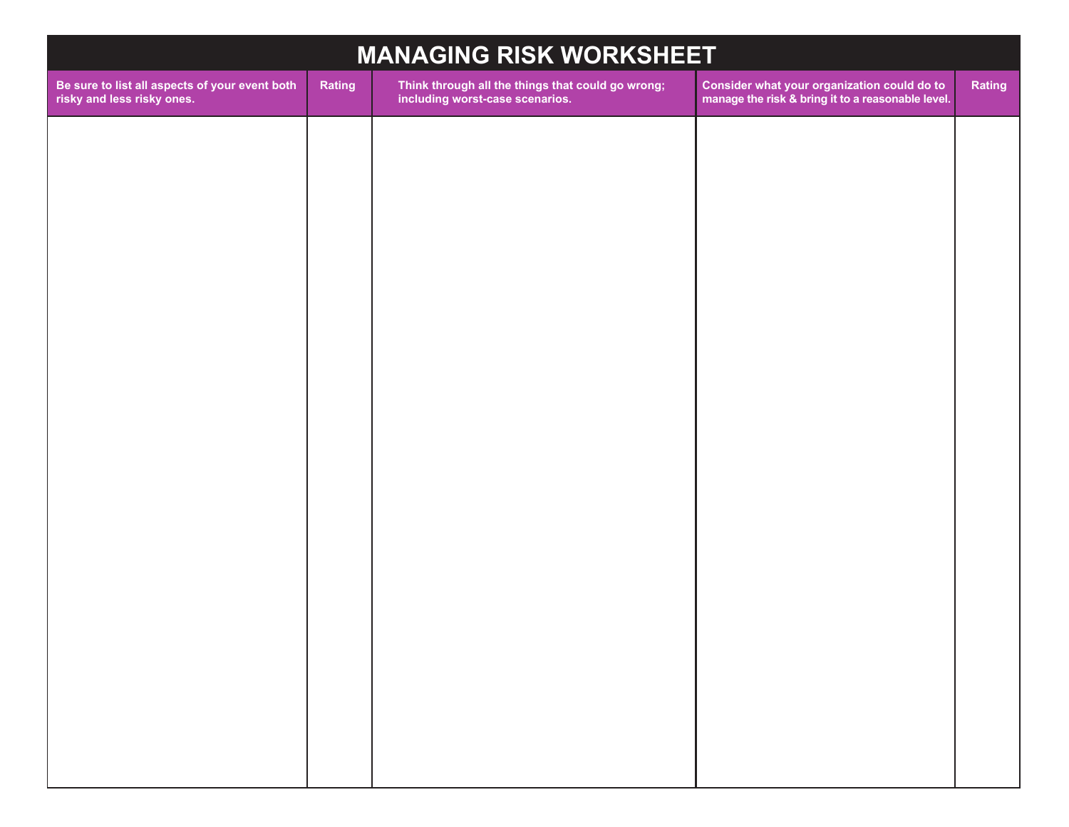# MANAGING RISK WORKSHEET

| Be sure to list all aspects of your event both risky and less risky ones. | Rating | Think through all the things that could go wrong; including worst-case scenarios. | Consider what your organization could do to manage the risk & bring it to a reasonable level. | Rating |
| --- | --- | --- | --- | --- |
| | | | | |